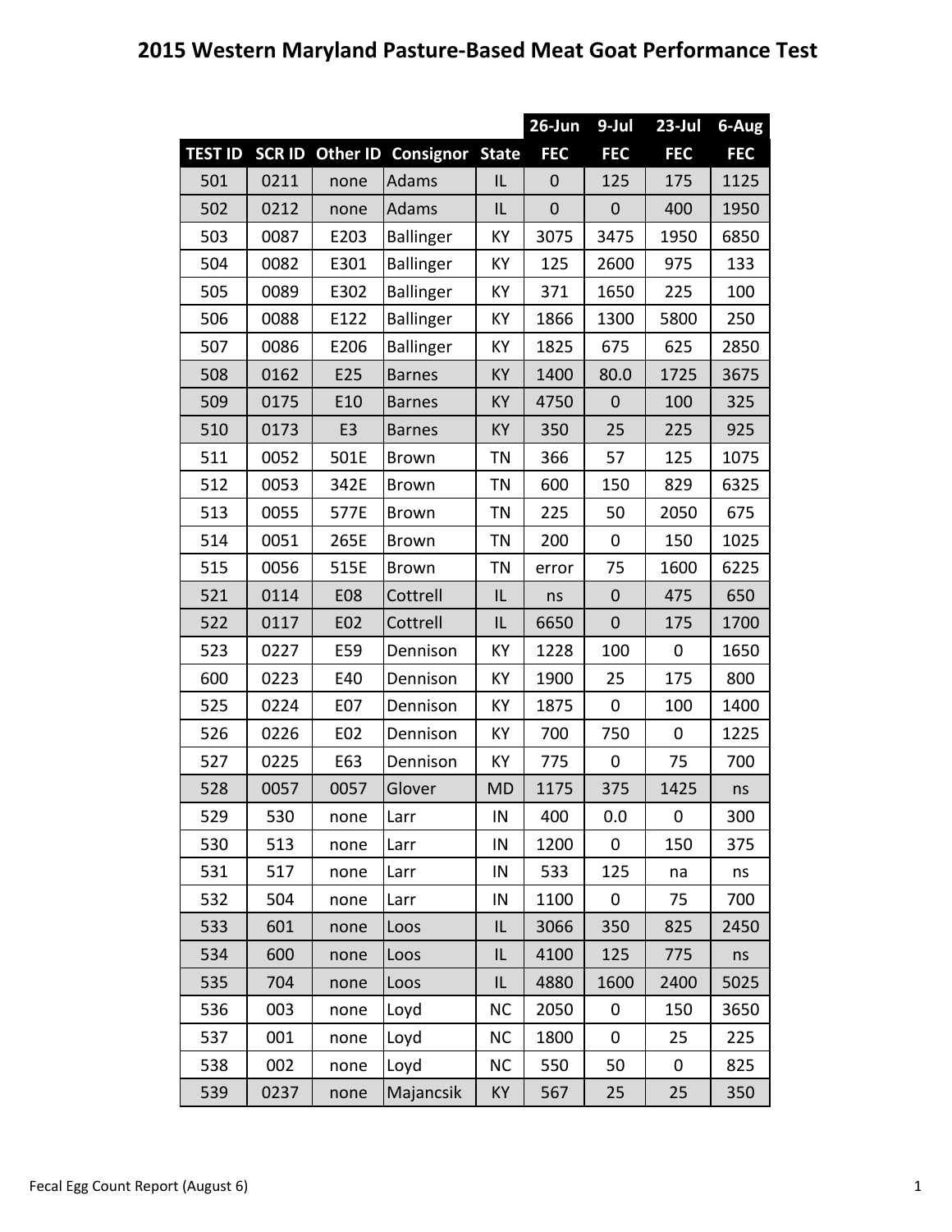# 2015 Western Maryland Pasture-Based Meat Goat Performance Test

| | | | | | 26-Jun | 9-Jul | 23-Jul | 6-Aug |
|---|---|---|---|---|---|---|---|---|
| TEST ID | SCR ID | Other ID | Consignor | State | FEC | FEC | FEC | FEC |
| 501 | 0211 | none | Adams | IL | 0 | 125 | 175 | 1125 |
| 502 | 0212 | none | Adams | IL | 0 | 0 | 400 | 1950 |
| 503 | 0087 | E203 | Ballinger | KY | 3075 | 3475 | 1950 | 6850 |
| 504 | 0082 | E301 | Ballinger | KY | 125 | 2600 | 975 | 133 |
| 505 | 0089 | E302 | Ballinger | KY | 371 | 1650 | 225 | 100 |
| 506 | 0088 | E122 | Ballinger | KY | 1866 | 1300 | 5800 | 250 |
| 507 | 0086 | E206 | Ballinger | KY | 1825 | 675 | 625 | 2850 |
| 508 | 0162 | E25 | Barnes | KY | 1400 | 80.0 | 1725 | 3675 |
| 509 | 0175 | E10 | Barnes | KY | 4750 | 0 | 100 | 325 |
| 510 | 0173 | E3 | Barnes | KY | 350 | 25 | 225 | 925 |
| 511 | 0052 | 501E | Brown | TN | 366 | 57 | 125 | 1075 |
| 512 | 0053 | 342E | Brown | TN | 600 | 150 | 829 | 6325 |
| 513 | 0055 | 577E | Brown | TN | 225 | 50 | 2050 | 675 |
| 514 | 0051 | 265E | Brown | TN | 200 | 0 | 150 | 1025 |
| 515 | 0056 | 515E | Brown | TN | error | 75 | 1600 | 6225 |
| 521 | 0114 | E08 | Cottrell | IL | ns | 0 | 475 | 650 |
| 522 | 0117 | E02 | Cottrell | IL | 6650 | 0 | 175 | 1700 |
| 523 | 0227 | E59 | Dennison | KY | 1228 | 100 | 0 | 1650 |
| 600 | 0223 | E40 | Dennison | KY | 1900 | 25 | 175 | 800 |
| 525 | 0224 | E07 | Dennison | KY | 1875 | 0 | 100 | 1400 |
| 526 | 0226 | E02 | Dennison | KY | 700 | 750 | 0 | 1225 |
| 527 | 0225 | E63 | Dennison | KY | 775 | 0 | 75 | 700 |
| 528 | 0057 | 0057 | Glover | MD | 1175 | 375 | 1425 | ns |
| 529 | 530 | none | Larr | IN | 400 | 0.0 | 0 | 300 |
| 530 | 513 | none | Larr | IN | 1200 | 0 | 150 | 375 |
| 531 | 517 | none | Larr | IN | 533 | 125 | na | ns |
| 532 | 504 | none | Larr | IN | 1100 | 0 | 75 | 700 |
| 533 | 601 | none | Loos | IL | 3066 | 350 | 825 | 2450 |
| 534 | 600 | none | Loos | IL | 4100 | 125 | 775 | ns |
| 535 | 704 | none | Loos | IL | 4880 | 1600 | 2400 | 5025 |
| 536 | 003 | none | Loyd | NC | 2050 | 0 | 150 | 3650 |
| 537 | 001 | none | Loyd | NC | 1800 | 0 | 25 | 225 |
| 538 | 002 | none | Loyd | NC | 550 | 50 | 0 | 825 |
| 539 | 0237 | none | Majancsik | KY | 567 | 25 | 25 | 350 |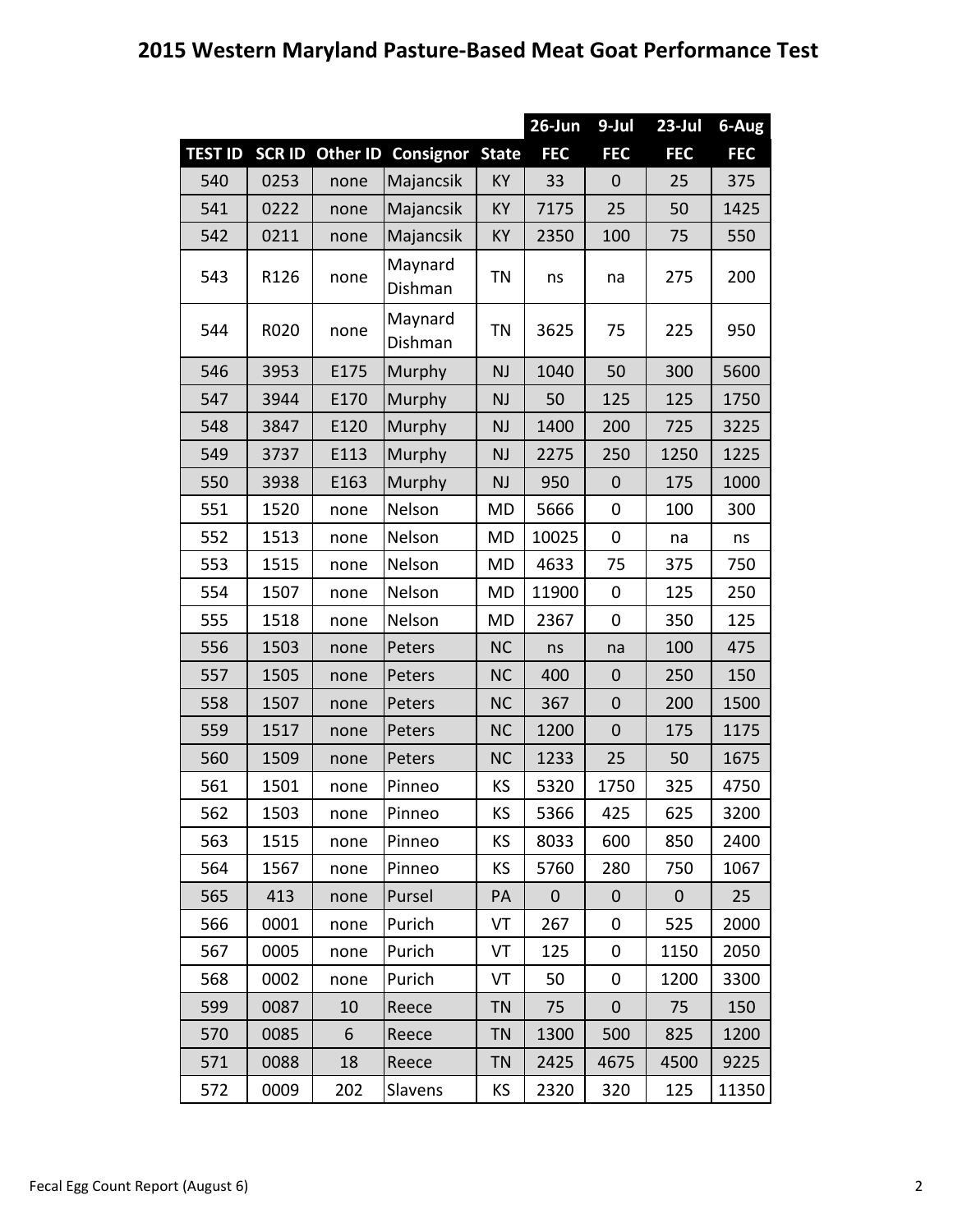# 2015 Western Maryland Pasture-Based Meat Goat Performance Test

| | | | | | 26-Jun | 9-Jul | 23-Jul | 6-Aug |
|---|---|---|---|---|---|---|---|---|
| TEST ID | SCR ID | Other ID | Consignor | State | FEC | FEC | FEC | FEC |
| 540 | 0253 | none | Majancsik | KY | 33 | 0 | 25 | 375 |
| 541 | 0222 | none | Majancsik | KY | 7175 | 25 | 50 | 1425 |
| 542 | 0211 | none | Majancsik | KY | 2350 | 100 | 75 | 550 |
| 543 | R126 | none | Maynard Dishman | TN | ns | na | 275 | 200 |
| 544 | R020 | none | Maynard Dishman | TN | 3625 | 75 | 225 | 950 |
| 546 | 3953 | E175 | Murphy | NJ | 1040 | 50 | 300 | 5600 |
| 547 | 3944 | E170 | Murphy | NJ | 50 | 125 | 125 | 1750 |
| 548 | 3847 | E120 | Murphy | NJ | 1400 | 200 | 725 | 3225 |
| 549 | 3737 | E113 | Murphy | NJ | 2275 | 250 | 1250 | 1225 |
| 550 | 3938 | E163 | Murphy | NJ | 950 | 0 | 175 | 1000 |
| 551 | 1520 | none | Nelson | MD | 5666 | 0 | 100 | 300 |
| 552 | 1513 | none | Nelson | MD | 10025 | 0 | na | ns |
| 553 | 1515 | none | Nelson | MD | 4633 | 75 | 375 | 750 |
| 554 | 1507 | none | Nelson | MD | 11900 | 0 | 125 | 250 |
| 555 | 1518 | none | Nelson | MD | 2367 | 0 | 350 | 125 |
| 556 | 1503 | none | Peters | NC | ns | na | 100 | 475 |
| 557 | 1505 | none | Peters | NC | 400 | 0 | 250 | 150 |
| 558 | 1507 | none | Peters | NC | 367 | 0 | 200 | 1500 |
| 559 | 1517 | none | Peters | NC | 1200 | 0 | 175 | 1175 |
| 560 | 1509 | none | Peters | NC | 1233 | 25 | 50 | 1675 |
| 561 | 1501 | none | Pinneo | KS | 5320 | 1750 | 325 | 4750 |
| 562 | 1503 | none | Pinneo | KS | 5366 | 425 | 625 | 3200 |
| 563 | 1515 | none | Pinneo | KS | 8033 | 600 | 850 | 2400 |
| 564 | 1567 | none | Pinneo | KS | 5760 | 280 | 750 | 1067 |
| 565 | 413 | none | Pursel | PA | 0 | 0 | 0 | 25 |
| 566 | 0001 | none | Purich | VT | 267 | 0 | 525 | 2000 |
| 567 | 0005 | none | Purich | VT | 125 | 0 | 1150 | 2050 |
| 568 | 0002 | none | Purich | VT | 50 | 0 | 1200 | 3300 |
| 599 | 0087 | 10 | Reece | TN | 75 | 0 | 75 | 150 |
| 570 | 0085 | 6 | Reece | TN | 1300 | 500 | 825 | 1200 |
| 571 | 0088 | 18 | Reece | TN | 2425 | 4675 | 4500 | 9225 |
| 572 | 0009 | 202 | Slavens | KS | 2320 | 320 | 125 | 11350 |

Fecal Egg Count Report (August 6)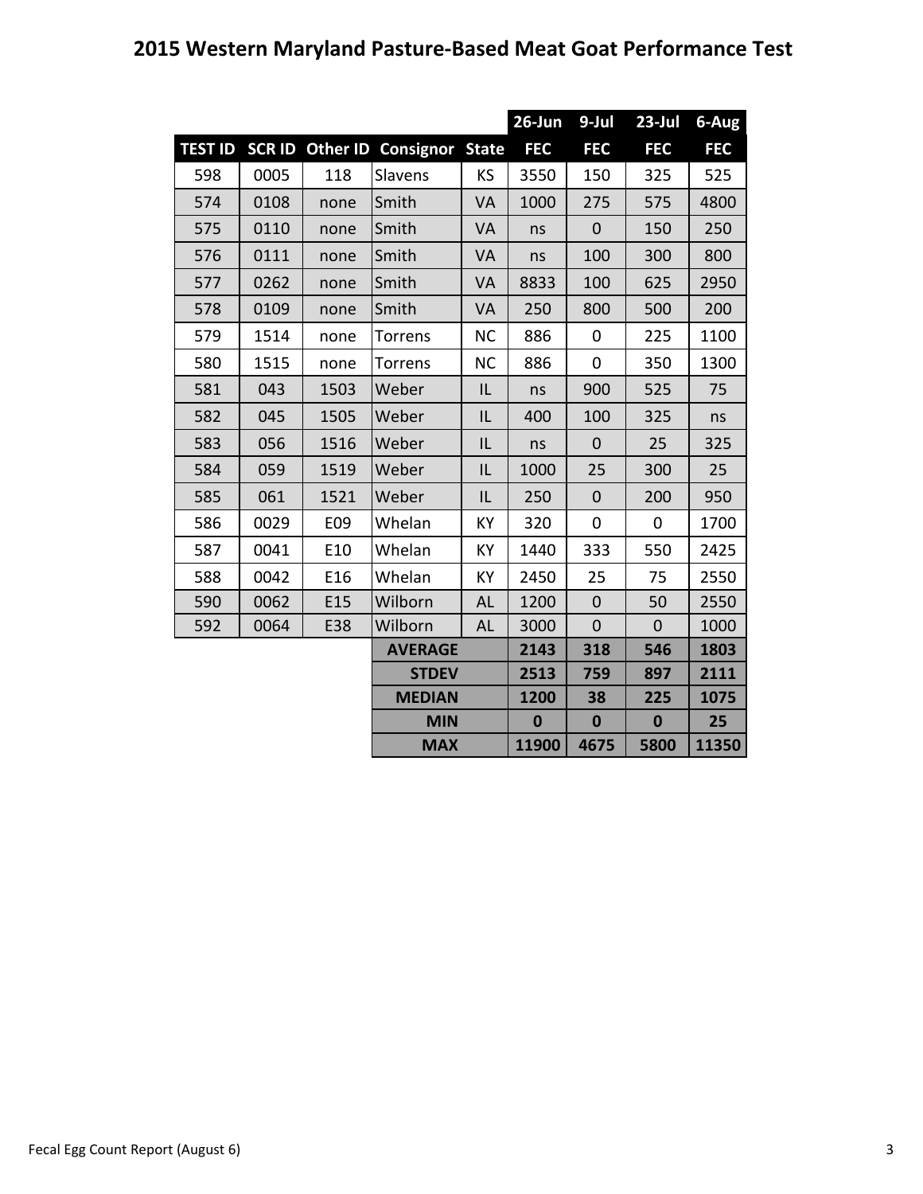# 2015 Western Maryland Pasture-Based Meat Goat Performance Test

| | | | | | 26-Jun | 9-Jul | 23-Jul | 6-Aug |
|---|---|---|---|---|---|---|---|---|
| **TEST ID** | **SCR ID** | **Other ID** | **Consignor** | **State** | **FEC** | **FEC** | **FEC** | **FEC** |
| 598 | 0005 | 118 | Slavens | KS | 3550 | 150 | 325 | 525 |
| 574 | 0108 | none | Smith | VA | 1000 | 275 | 575 | 4800 |
| 575 | 0110 | none | Smith | VA | ns | 0 | 150 | 250 |
| 576 | 0111 | none | Smith | VA | ns | 100 | 300 | 800 |
| 577 | 0262 | none | Smith | VA | 8833 | 100 | 625 | 2950 |
| 578 | 0109 | none | Smith | VA | 250 | 800 | 500 | 200 |
| 579 | 1514 | none | Torrens | NC | 886 | 0 | 225 | 1100 |
| 580 | 1515 | none | Torrens | NC | 886 | 0 | 350 | 1300 |
| 581 | 043 | 1503 | Weber | IL | ns | 900 | 525 | 75 |
| 582 | 045 | 1505 | Weber | IL | 400 | 100 | 325 | ns |
| 583 | 056 | 1516 | Weber | IL | ns | 0 | 25 | 325 |
| 584 | 059 | 1519 | Weber | IL | 1000 | 25 | 300 | 25 |
| 585 | 061 | 1521 | Weber | IL | 250 | 0 | 200 | 950 |
| 586 | 0029 | E09 | Whelan | KY | 320 | 0 | 0 | 1700 |
| 587 | 0041 | E10 | Whelan | KY | 1440 | 333 | 550 | 2425 |
| 588 | 0042 | E16 | Whelan | KY | 2450 | 25 | 75 | 2550 |
| 590 | 0062 | E15 | Wilborn | AL | 1200 | 0 | 50 | 2550 |
| 592 | 0064 | E38 | Wilborn | AL | 3000 | 0 | 0 | 1000 |
| | | | **AVERAGE** | | **2143** | **318** | **546** | **1803** |
| | | | **STDEV** | | **2513** | **759** | **897** | **2111** |
| | | | **MEDIAN** | | **1200** | **38** | **225** | **1075** |
| | | | **MIN** | | **0** | **0** | **0** | **25** |
| | | | **MAX** | | **11900** | **4675** | **5800** | **11350** |

Fecal Egg Count Report (August 6)